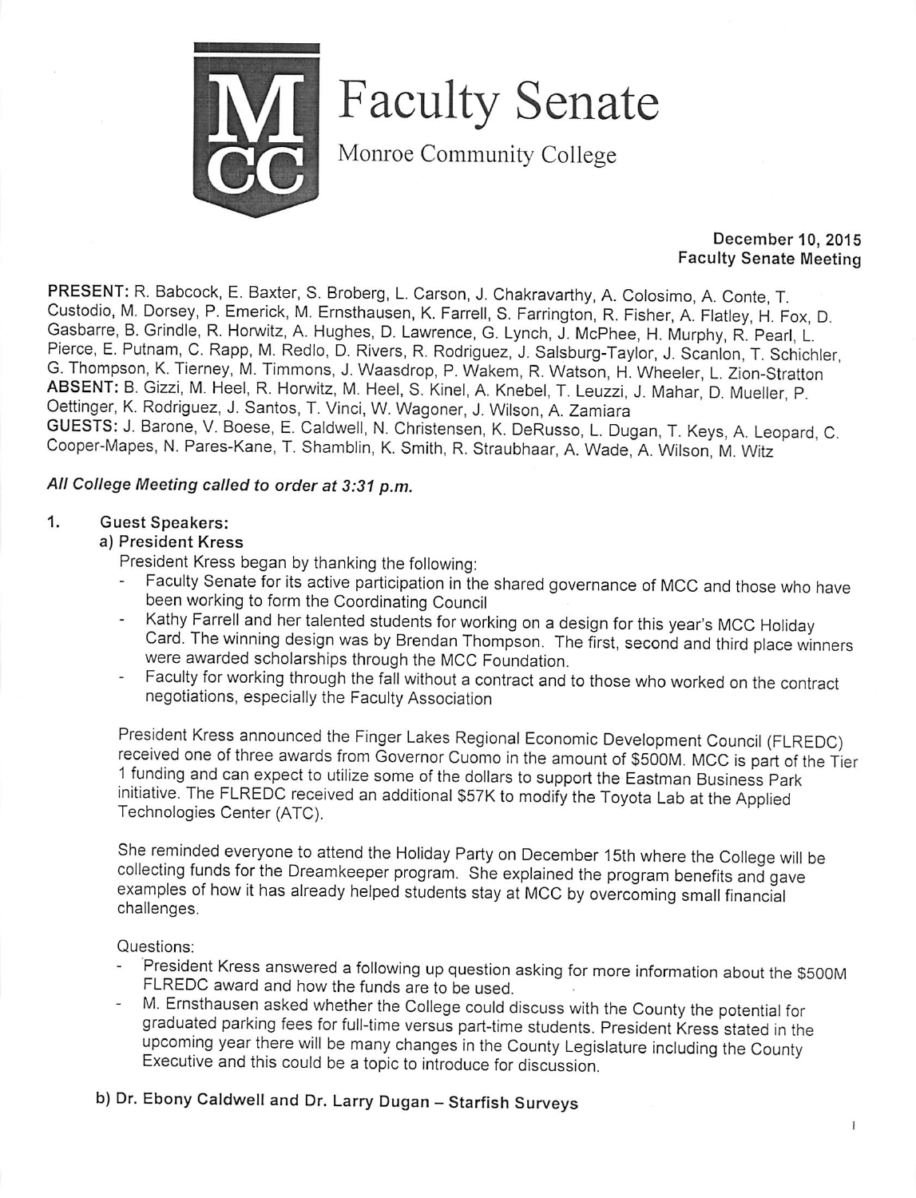# Faculty Senate

Monroe Community College

**December 10, 2015**
**Faculty Senate Meeting**

**PRESENT:** R. Babcock, E. Baxter, S. Broberg, L. Carson, J. Chakravarthy, A. Colosimo, A. Conte, T. Custodio, M. Dorsey, P. Emerick, M. Ernsthausen, K. Farrell, S. Farrington, R. Fisher, A. Flatley, H. Fox, D. Gasbarre, B. Grindle, R. Horwitz, A. Hughes, D. Lawrence, G. Lynch, J. McPhee, H. Murphy, R. Pearl, L. Pierce, E. Putnam, C. Rapp, M. Redlo, D. Rivers, R. Rodriguez, J. Salsburg-Taylor, J. Scanlon, T. Schichler, G. Thompson, K. Tierney, M. Timmons, J. Waasdrop, P. Wakem, R. Watson, H. Wheeler, L. Zion-Stratton
**ABSENT:** B. Gizzi, M. Heel, R. Horwitz, M. Heel, S. Kinel, A. Knebel, T. Leuzzi, J. Mahar, D. Mueller, P. Oettinger, K. Rodriguez, J. Santos, T. Vinci, W. Wagoner, J. Wilson, A. Zamiara
**GUESTS:** J. Barone, V. Boese, E. Caldwell, N. Christensen, K. DeRusso, L. Dugan, T. Keys, A. Leopard, C. Cooper-Mapes, N. Pares-Kane, T. Shamblin, K. Smith, R. Straubhaar, A. Wade, A. Wilson, M. Witz

***All College Meeting called to order at 3:31 p.m.***

1. **Guest Speakers:**

   **a) President Kress**

   President Kress began by thanking the following:

   - Faculty Senate for its active participation in the shared governance of MCC and those who have been working to form the Coordinating Council
   - Kathy Farrell and her talented students for working on a design for this year's MCC Holiday Card. The winning design was by Brendan Thompson. The first, second and third place winners were awarded scholarships through the MCC Foundation.
   - Faculty for working through the fall without a contract and to those who worked on the contract negotiations, especially the Faculty Association

   President Kress announced the Finger Lakes Regional Economic Development Council (FLREDC) received one of three awards from Governor Cuomo in the amount of $500M. MCC is part of the Tier 1 funding and can expect to utilize some of the dollars to support the Eastman Business Park initiative. The FLREDC received an additional $57K to modify the Toyota Lab at the Applied Technologies Center (ATC).

   She reminded everyone to attend the Holiday Party on December 15th where the College will be collecting funds for the Dreamkeeper program. She explained the program benefits and gave examples of how it has already helped students stay at MCC by overcoming small financial challenges.

   Questions:

   - President Kress answered a following up question asking for more information about the $500M FLREDC award and how the funds are to be used.
   - M. Ernsthausen asked whether the College could discuss with the County the potential for graduated parking fees for full-time versus part-time students. President Kress stated in the upcoming year there will be many changes in the County Legislature including the County Executive and this could be a topic to introduce for discussion.

   **b) Dr. Ebony Caldwell and Dr. Larry Dugan – Starfish Surveys**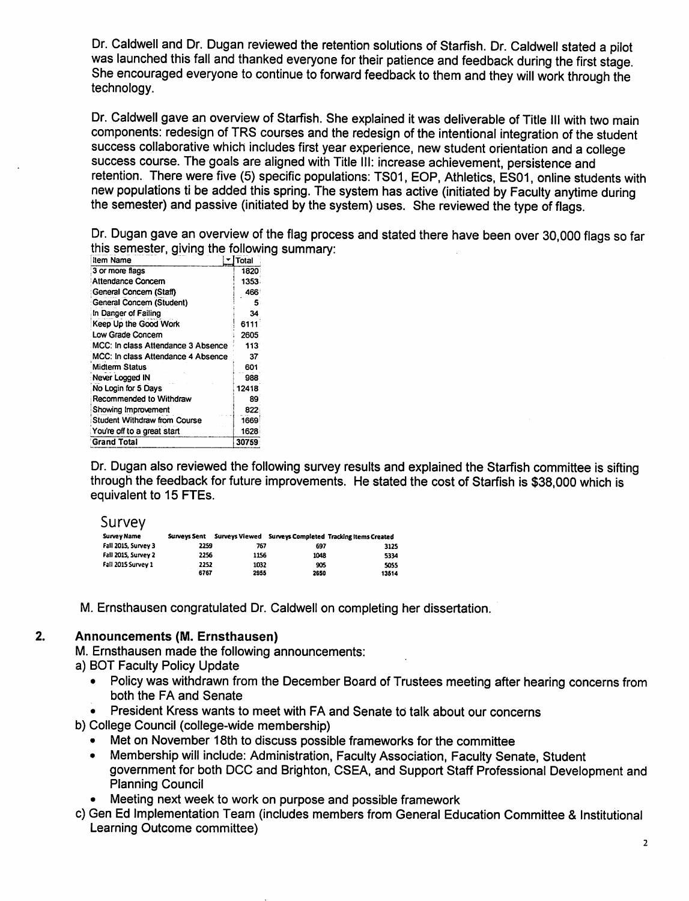Dr. Caldwell and Dr. Dugan reviewed the retention solutions of Starfish. Dr. Caldwell stated a pilot was launched this fall and thanked everyone for their patience and feedback during the first stage. She encouraged everyone to continue to forward feedback to them and they will work through the technology.

Dr. Caldwell gave an overview of Starfish. She explained it was deliverable of Title III with two main components: redesign of TRS courses and the redesign of the intentional integration of the student success collaborative which includes first year experience, new student orientation and a college success course. The goals are aligned with Title III: increase achievement, persistence and retention. There were five (5) specific populations: TS01, EOP, Athletics, ES01, online students with new populations ti be added this spring. The system has active (initiated by Faculty anytime during the semester) and passive (initiated by the system) uses. She reviewed the type of flags.

Dr. Dugan gave an overview of the flag process and stated there have been over 30,000 flags so far this semester, giving the following summary:

| Item Name | Total |
|---|---|
| 3 or more flags | 1820 |
| Attendance Concern | 1353 |
| General Concern (Staff) | 466 |
| General Concern (Student) | 5 |
| In Danger of Failing | 34 |
| Keep Up the Good Work | 6111 |
| Low Grade Concern | 2605 |
| MCC: In class Attendance 3 Absence | 113 |
| MCC: In class Attendance 4 Absence | 37 |
| Midterm Status | 601 |
| Never Logged IN | 988 |
| No Login for 5 Days | 12418 |
| Recommended to Withdraw | 89 |
| Showing Improvement | 822 |
| Student Withdraw from Course | 1669 |
| You're off to a great start | 1628 |
| **Grand Total** | **30759** |

Dr. Dugan also reviewed the following survey results and explained the Starfish committee is sifting through the feedback for future improvements. He stated the cost of Starfish is $38,000 which is equivalent to 15 FTEs.

Survey

| Survey Name | Surveys Sent | Surveys Viewed | Surveys Completed | Tracking Items Created |
|---|---|---|---|---|
| Fall 2015, Survey 3 | 2259 | 767 | 697 | 3125 |
| Fall 2015, Survey 2 | 2256 | 1156 | 1048 | 5334 |
| Fall 2015 Survey 1 | 2252 | 1032 | 905 | 5055 |
| | 6767 | 2955 | 2650 | 13514 |

M. Ernsthausen congratulated Dr. Caldwell on completing her dissertation.

## 2. Announcements (M. Ernsthausen)

M. Ernsthausen made the following announcements:

a) BOT Faculty Policy Update
- Policy was withdrawn from the December Board of Trustees meeting after hearing concerns from both the FA and Senate
- President Kress wants to meet with FA and Senate to talk about our concerns

b) College Council (college-wide membership)
- Met on November 18th to discuss possible frameworks for the committee
- Membership will include: Administration, Faculty Association, Faculty Senate, Student government for both DCC and Brighton, CSEA, and Support Staff Professional Development and Planning Council
- Meeting next week to work on purpose and possible framework

c) Gen Ed Implementation Team (includes members from General Education Committee & Institutional Learning Outcome committee)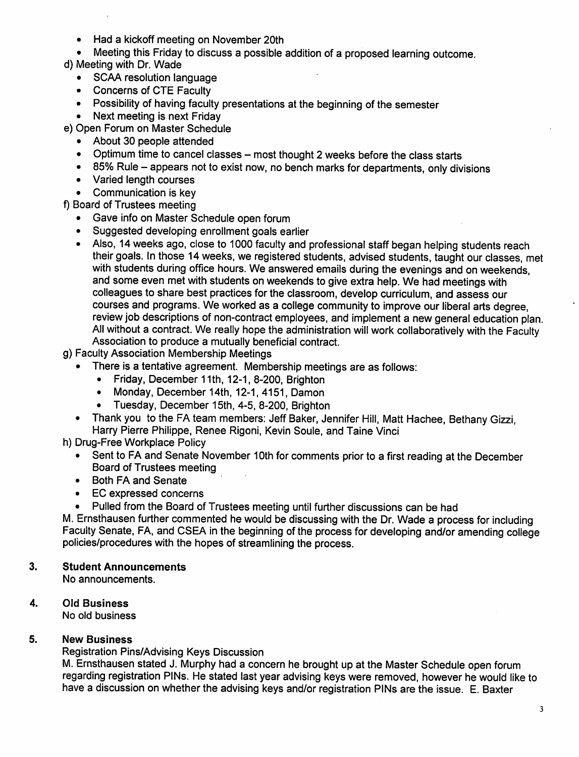- Had a kickoff meeting on November 20th
- Meeting this Friday to discuss a possible addition of a proposed learning outcome.

d) Meeting with Dr. Wade

- SCAA resolution language
- Concerns of CTE Faculty
- Possibility of having faculty presentations at the beginning of the semester
- Next meeting is next Friday

e) Open Forum on Master Schedule

- About 30 people attended
- Optimum time to cancel classes – most thought 2 weeks before the class starts
- 85% Rule – appears not to exist now, no bench marks for departments, only divisions
- Varied length courses
- Communication is key

f) Board of Trustees meeting

- Gave info on Master Schedule open forum
- Suggested developing enrollment goals earlier
- Also, 14 weeks ago, close to 1000 faculty and professional staff began helping students reach their goals. In those 14 weeks, we registered students, advised students, taught our classes, met with students during office hours. We answered emails during the evenings and on weekends, and some even met with students on weekends to give extra help. We had meetings with colleagues to share best practices for the classroom, develop curriculum, and assess our courses and programs. We worked as a college community to improve our liberal arts degree, review job descriptions of non-contract employees, and implement a new general education plan. All without a contract. We really hope the administration will work collaboratively with the Faculty Association to produce a mutually beneficial contract.

g) Faculty Association Membership Meetings

- There is a tentative agreement. Membership meetings are as follows:
  - Friday, December 11th, 12-1, 8-200, Brighton
  - Monday, December 14th, 12-1, 4151, Damon
  - Tuesday, December 15th, 4-5, 8-200, Brighton
- Thank you to the FA team members: Jeff Baker, Jennifer Hill, Matt Hachee, Bethany Gizzi, Harry Pierre Philippe, Renee Rigoni, Kevin Soule, and Taine Vinci

h) Drug-Free Workplace Policy

- Sent to FA and Senate November 10th for comments prior to a first reading at the December Board of Trustees meeting
- Both FA and Senate
- EC expressed concerns
- Pulled from the Board of Trustees meeting until further discussions can be had

M. Ernsthausen further commented he would be discussing with the Dr. Wade a process for including Faculty Senate, FA, and CSEA in the beginning of the process for developing and/or amending college policies/procedures with the hopes of streamlining the process.

## 3. Student Announcements

No announcements.

## 4. Old Business

No old business

## 5. New Business

Registration Pins/Advising Keys Discussion

M. Ernsthausen stated J. Murphy had a concern he brought up at the Master Schedule open forum regarding registration PINs. He stated last year advising keys were removed, however he would like to have a discussion on whether the advising keys and/or registration PINs are the issue. E. Baxter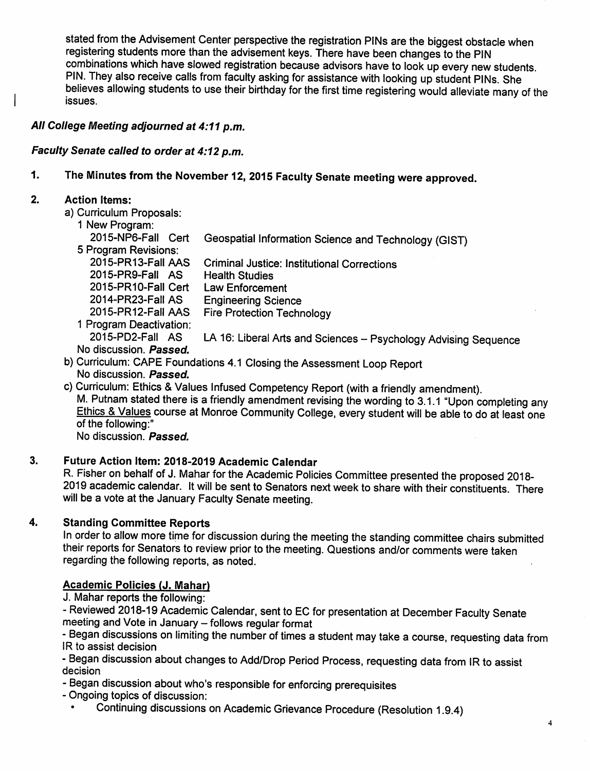stated from the Advisement Center perspective the registration PINs are the biggest obstacle when registering students more than the advisement keys. There have been changes to the PIN combinations which have slowed registration because advisors have to look up every new students. PIN. They also receive calls from faculty asking for assistance with looking up student PINs. She believes allowing students to use their birthday for the first time registering would alleviate many of the issues.

***All College Meeting adjourned at 4:11 p.m.***

***Faculty Senate called to order at 4:12 p.m.***

1. **The Minutes from the November 12, 2015 Faculty Senate meeting were approved.**

2. **Action Items:**
   a) Curriculum Proposals:
      1 New Program:
      - 2015-NP6-Fall Cert — Geospatial Information Science and Technology (GIST)

      5 Program Revisions:
      - 2015-PR13-Fall AAS — Criminal Justice: Institutional Corrections
      - 2015-PR9-Fall AS — Health Studies
      - 2015-PR10-Fall Cert — Law Enforcement
      - 2014-PR23-Fall AS — Engineering Science
      - 2015-PR12-Fall AAS — Fire Protection Technology

      1 Program Deactivation:
      - 2015-PD2-Fall AS — LA 16: Liberal Arts and Sciences – Psychology Advising Sequence

      No discussion. ***Passed.***

   b) Curriculum: CAPE Foundations 4.1 Closing the Assessment Loop Report
      No discussion. ***Passed.***

   c) Curriculum: Ethics & Values Infused Competency Report (with a friendly amendment).
      M. Putnam stated there is a friendly amendment revising the wording to 3.1.1 "Upon completing any Ethics & Values course at Monroe Community College, every student will be able to do at least one of the following:"
      No discussion. ***Passed.***

3. **Future Action Item: 2018-2019 Academic Calendar**
   R. Fisher on behalf of J. Mahar for the Academic Policies Committee presented the proposed 2018-2019 academic calendar. It will be sent to Senators next week to share with their constituents. There will be a vote at the January Faculty Senate meeting.

4. **Standing Committee Reports**
   In order to allow more time for discussion during the meeting the standing committee chairs submitted their reports for Senators to review prior to the meeting. Questions and/or comments were taken regarding the following reports, as noted.

   **Academic Policies (J. Mahar)**
   J. Mahar reports the following:
   - Reviewed 2018-19 Academic Calendar, sent to EC for presentation at December Faculty Senate meeting and Vote in January – follows regular format
   - Began discussions on limiting the number of times a student may take a course, requesting data from IR to assist decision
   - Began discussion about changes to Add/Drop Period Process, requesting data from IR to assist decision
   - Began discussion about who's responsible for enforcing prerequisites
   - Ongoing topics of discussion:
     - Continuing discussions on Academic Grievance Procedure (Resolution 1.9.4)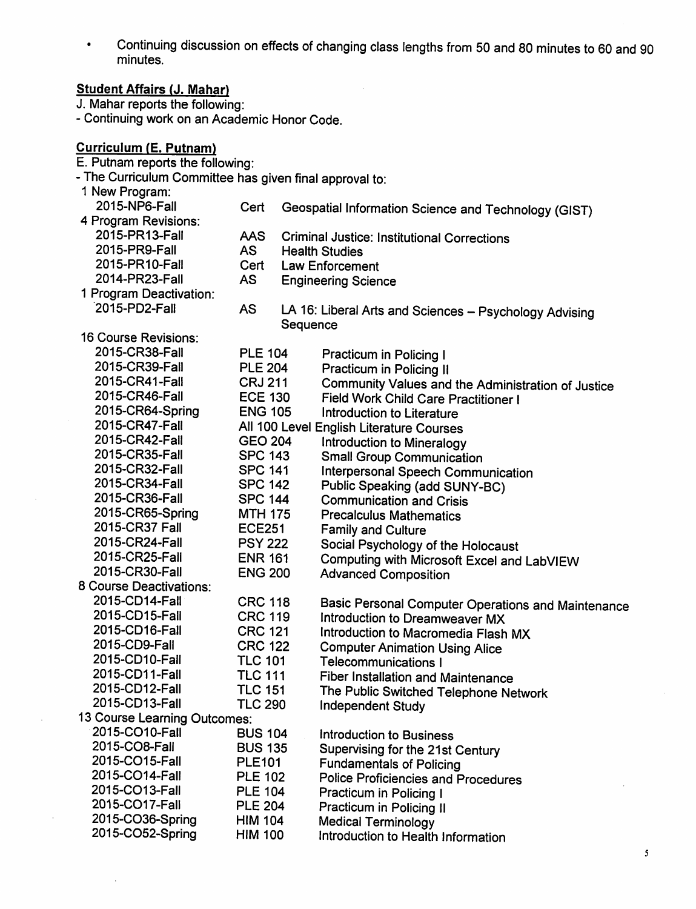- Continuing discussion on effects of changing class lengths from 50 and 80 minutes to 60 and 90 minutes.

**Student Affairs (J. Mahar)**

J. Mahar reports the following:
- Continuing work on an Academic Honor Code.

**Curriculum (E. Putnam)**

E. Putnam reports the following:
- The Curriculum Committee has given final approval to:

1 New Program:

| | | |
|---|---|---|
| 2015-NP6-Fall | Cert | Geospatial Information Science and Technology (GIST) |

4 Program Revisions:

| | | |
|---|---|---|
| 2015-PR13-Fall | AAS | Criminal Justice: Institutional Corrections |
| 2015-PR9-Fall | AS | Health Studies |
| 2015-PR10-Fall | Cert | Law Enforcement |
| 2014-PR23-Fall | AS | Engineering Science |

1 Program Deactivation:

| | | |
|---|---|---|
| 2015-PD2-Fall | AS | LA 16: Liberal Arts and Sciences – Psychology Advising Sequence |

16 Course Revisions:

| | | |
|---|---|---|
| 2015-CR38-Fall | PLE 104 | Practicum in Policing I |
| 2015-CR39-Fall | PLE 204 | Practicum in Policing II |
| 2015-CR41-Fall | CRJ 211 | Community Values and the Administration of Justice |
| 2015-CR46-Fall | ECE 130 | Field Work Child Care Practitioner I |
| 2015-CR64-Spring | ENG 105 | Introduction to Literature |
| 2015-CR47-Fall | All 100 Level English Literature Courses | |
| 2015-CR42-Fall | GEO 204 | Introduction to Mineralogy |
| 2015-CR35-Fall | SPC 143 | Small Group Communication |
| 2015-CR32-Fall | SPC 141 | Interpersonal Speech Communication |
| 2015-CR34-Fall | SPC 142 | Public Speaking (add SUNY-BC) |
| 2015-CR36-Fall | SPC 144 | Communication and Crisis |
| 2015-CR65-Spring | MTH 175 | Precalculus Mathematics |
| 2015-CR37 Fall | ECE251 | Family and Culture |
| 2015-CR24-Fall | PSY 222 | Social Psychology of the Holocaust |
| 2015-CR25-Fall | ENR 161 | Computing with Microsoft Excel and LabVIEW |
| 2015-CR30-Fall | ENG 200 | Advanced Composition |

8 Course Deactivations:

| | | |
|---|---|---|
| 2015-CD14-Fall | CRC 118 | Basic Personal Computer Operations and Maintenance |
| 2015-CD15-Fall | CRC 119 | Introduction to Dreamweaver MX |
| 2015-CD16-Fall | CRC 121 | Introduction to Macromedia Flash MX |
| 2015-CD9-Fall | CRC 122 | Computer Animation Using Alice |
| 2015-CD10-Fall | TLC 101 | Telecommunications I |
| 2015-CD11-Fall | TLC 111 | Fiber Installation and Maintenance |
| 2015-CD12-Fall | TLC 151 | The Public Switched Telephone Network |
| 2015-CD13-Fall | TLC 290 | Independent Study |

13 Course Learning Outcomes:

| | | |
|---|---|---|
| 2015-CO10-Fall | BUS 104 | Introduction to Business |
| 2015-CO8-Fall | BUS 135 | Supervising for the 21st Century |
| 2015-CO15-Fall | PLE101 | Fundamentals of Policing |
| 2015-CO14-Fall | PLE 102 | Police Proficiencies and Procedures |
| 2015-CO13-Fall | PLE 104 | Practicum in Policing I |
| 2015-CO17-Fall | PLE 204 | Practicum in Policing II |
| 2015-CO36-Spring | HIM 104 | Medical Terminology |
| 2015-CO52-Spring | HIM 100 | Introduction to Health Information |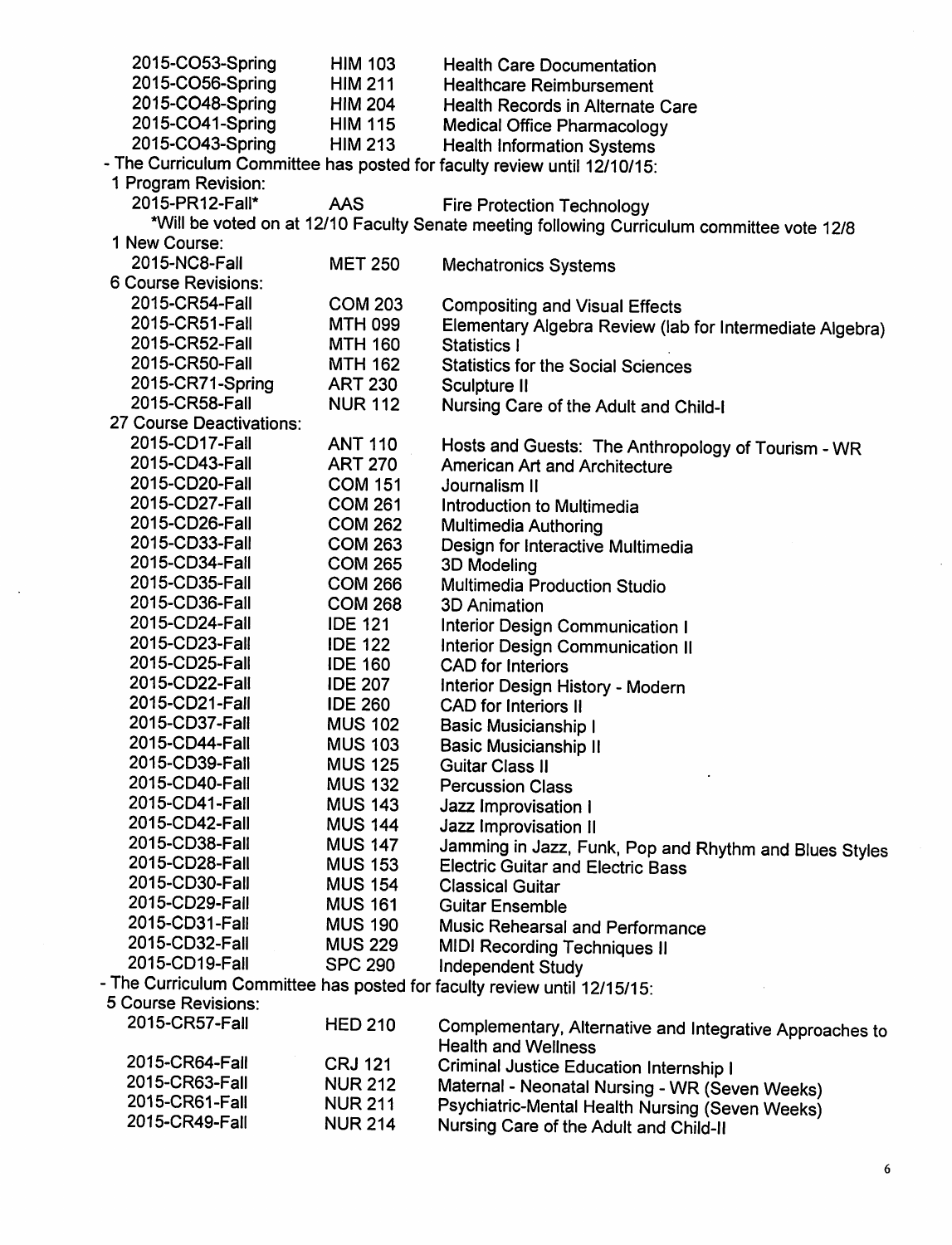| | | |
|---|---|---|
| 2015-CO53-Spring | HIM 103 | Health Care Documentation |
| 2015-CO56-Spring | HIM 211 | Healthcare Reimbursement |
| 2015-CO48-Spring | HIM 204 | Health Records in Alternate Care |
| 2015-CO41-Spring | HIM 115 | Medical Office Pharmacology |
| 2015-CO43-Spring | HIM 213 | Health Information Systems |

- The Curriculum Committee has posted for faculty review until 12/10/15:

1 Program Revision:

| | | |
|---|---|---|
| 2015-PR12-Fall* | AAS | Fire Protection Technology |

*Will be voted on at 12/10 Faculty Senate meeting following Curriculum committee vote 12/8

1 New Course:

| | | |
|---|---|---|
| 2015-NC8-Fall | MET 250 | Mechatronics Systems |

6 Course Revisions:

| | | |
|---|---|---|
| 2015-CR54-Fall | COM 203 | Compositing and Visual Effects |
| 2015-CR51-Fall | MTH 099 | Elementary Algebra Review (lab for Intermediate Algebra) |
| 2015-CR52-Fall | MTH 160 | Statistics I |
| 2015-CR50-Fall | MTH 162 | Statistics for the Social Sciences |
| 2015-CR71-Spring | ART 230 | Sculpture II |
| 2015-CR58-Fall | NUR 112 | Nursing Care of the Adult and Child-I |

27 Course Deactivations:

| | | |
|---|---|---|
| 2015-CD17-Fall | ANT 110 | Hosts and Guests: The Anthropology of Tourism - WR |
| 2015-CD43-Fall | ART 270 | American Art and Architecture |
| 2015-CD20-Fall | COM 151 | Journalism II |
| 2015-CD27-Fall | COM 261 | Introduction to Multimedia |
| 2015-CD26-Fall | COM 262 | Multimedia Authoring |
| 2015-CD33-Fall | COM 263 | Design for Interactive Multimedia |
| 2015-CD34-Fall | COM 265 | 3D Modeling |
| 2015-CD35-Fall | COM 266 | Multimedia Production Studio |
| 2015-CD36-Fall | COM 268 | 3D Animation |
| 2015-CD24-Fall | IDE 121 | Interior Design Communication I |
| 2015-CD23-Fall | IDE 122 | Interior Design Communication II |
| 2015-CD25-Fall | IDE 160 | CAD for Interiors |
| 2015-CD22-Fall | IDE 207 | Interior Design History - Modern |
| 2015-CD21-Fall | IDE 260 | CAD for Interiors II |
| 2015-CD37-Fall | MUS 102 | Basic Musicianship I |
| 2015-CD44-Fall | MUS 103 | Basic Musicianship II |
| 2015-CD39-Fall | MUS 125 | Guitar Class II |
| 2015-CD40-Fall | MUS 132 | Percussion Class |
| 2015-CD41-Fall | MUS 143 | Jazz Improvisation I |
| 2015-CD42-Fall | MUS 144 | Jazz Improvisation II |
| 2015-CD38-Fall | MUS 147 | Jamming in Jazz, Funk, Pop and Rhythm and Blues Styles |
| 2015-CD28-Fall | MUS 153 | Electric Guitar and Electric Bass |
| 2015-CD30-Fall | MUS 154 | Classical Guitar |
| 2015-CD29-Fall | MUS 161 | Guitar Ensemble |
| 2015-CD31-Fall | MUS 190 | Music Rehearsal and Performance |
| 2015-CD32-Fall | MUS 229 | MIDI Recording Techniques II |
| 2015-CD19-Fall | SPC 290 | Independent Study |

- The Curriculum Committee has posted for faculty review until 12/15/15:

5 Course Revisions:

| | | |
|---|---|---|
| 2015-CR57-Fall | HED 210 | Complementary, Alternative and Integrative Approaches to Health and Wellness |
| 2015-CR64-Fall | CRJ 121 | Criminal Justice Education Internship I |
| 2015-CR63-Fall | NUR 212 | Maternal - Neonatal Nursing - WR (Seven Weeks) |
| 2015-CR61-Fall | NUR 211 | Psychiatric-Mental Health Nursing (Seven Weeks) |
| 2015-CR49-Fall | NUR 214 | Nursing Care of the Adult and Child-II |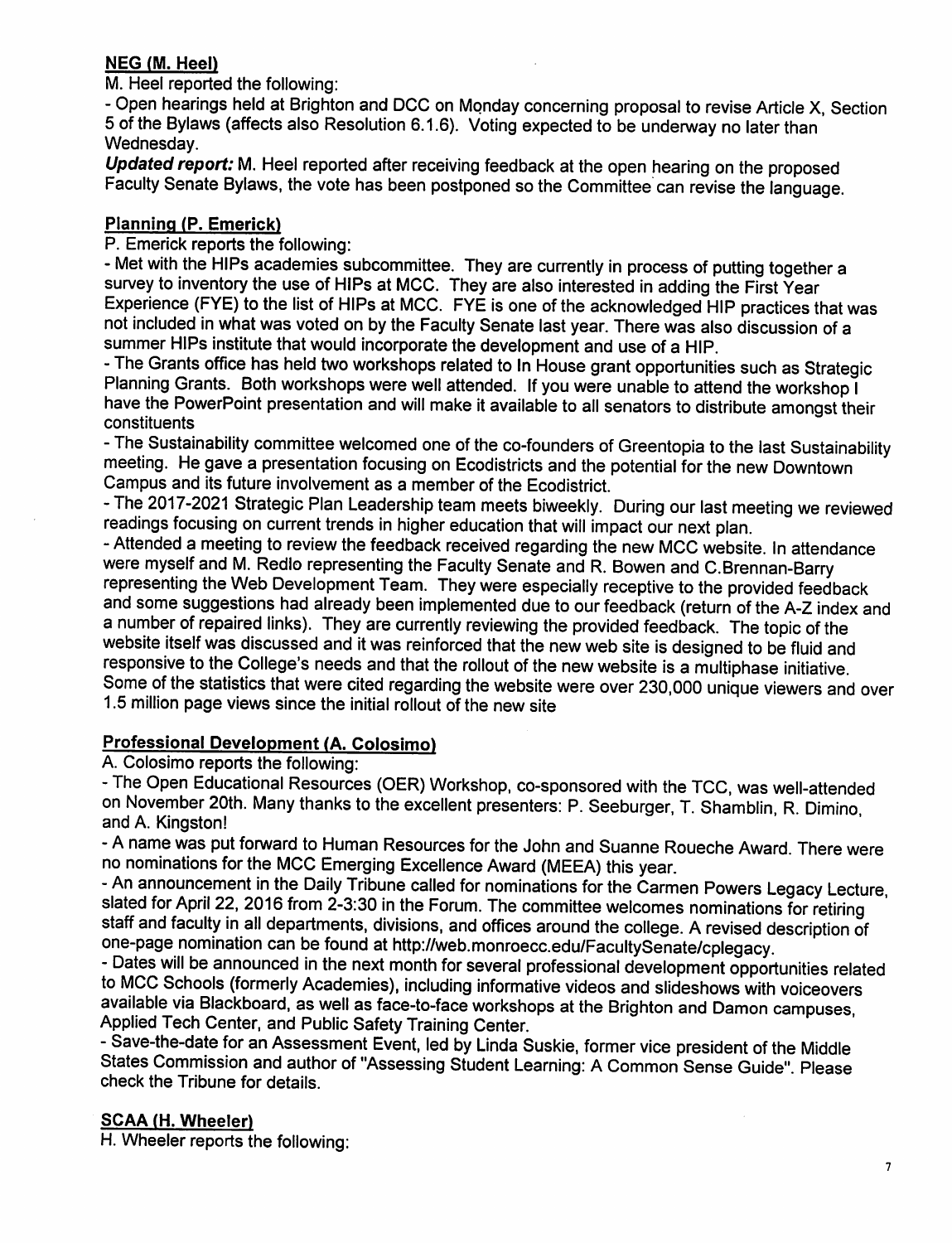**NEG (M. Heel)**

M. Heel reported the following:

- Open hearings held at Brighton and DCC on Monday concerning proposal to revise Article X, Section 5 of the Bylaws (affects also Resolution 6.1.6). Voting expected to be underway no later than Wednesday.

***Updated report:*** M. Heel reported after receiving feedback at the open hearing on the proposed Faculty Senate Bylaws, the vote has been postponed so the Committee can revise the language.

**Planning (P. Emerick)**

P. Emerick reports the following:

- Met with the HIPs academies subcommittee. They are currently in process of putting together a survey to inventory the use of HIPs at MCC. They are also interested in adding the First Year Experience (FYE) to the list of HIPs at MCC. FYE is one of the acknowledged HIP practices that was not included in what was voted on by the Faculty Senate last year. There was also discussion of a summer HIPs institute that would incorporate the development and use of a HIP.
- The Grants office has held two workshops related to In House grant opportunities such as Strategic Planning Grants. Both workshops were well attended. If you were unable to attend the workshop I have the PowerPoint presentation and will make it available to all senators to distribute amongst their constituents
- The Sustainability committee welcomed one of the co-founders of Greentopia to the last Sustainability meeting. He gave a presentation focusing on Ecodistricts and the potential for the new Downtown Campus and its future involvement as a member of the Ecodistrict.
- The 2017-2021 Strategic Plan Leadership team meets biweekly. During our last meeting we reviewed readings focusing on current trends in higher education that will impact our next plan.
- Attended a meeting to review the feedback received regarding the new MCC website. In attendance were myself and M. Redlo representing the Faculty Senate and R. Bowen and C.Brennan-Barry representing the Web Development Team. They were especially receptive to the provided feedback and some suggestions had already been implemented due to our feedback (return of the A-Z index and a number of repaired links). They are currently reviewing the provided feedback. The topic of the website itself was discussed and it was reinforced that the new web site is designed to be fluid and responsive to the College's needs and that the rollout of the new website is a multiphase initiative. Some of the statistics that were cited regarding the website were over 230,000 unique viewers and over 1.5 million page views since the initial rollout of the new site

**Professional Development (A. Colosimo)**

A. Colosimo reports the following:

- The Open Educational Resources (OER) Workshop, co-sponsored with the TCC, was well-attended on November 20th. Many thanks to the excellent presenters: P. Seeburger, T. Shamblin, R. Dimino, and A. Kingston!
- A name was put forward to Human Resources for the John and Suanne Roueche Award. There were no nominations for the MCC Emerging Excellence Award (MEEA) this year.
- An announcement in the Daily Tribune called for nominations for the Carmen Powers Legacy Lecture, slated for April 22, 2016 from 2-3:30 in the Forum. The committee welcomes nominations for retiring staff and faculty in all departments, divisions, and offices around the college. A revised description of one-page nomination can be found at http://web.monroecc.edu/FacultySenate/cplegacy.
- Dates will be announced in the next month for several professional development opportunities related to MCC Schools (formerly Academies), including informative videos and slideshows with voiceovers available via Blackboard, as well as face-to-face workshops at the Brighton and Damon campuses, Applied Tech Center, and Public Safety Training Center.
- Save-the-date for an Assessment Event, led by Linda Suskie, former vice president of the Middle States Commission and author of "Assessing Student Learning: A Common Sense Guide". Please check the Tribune for details.

**SCAA (H. Wheeler)**

H. Wheeler reports the following: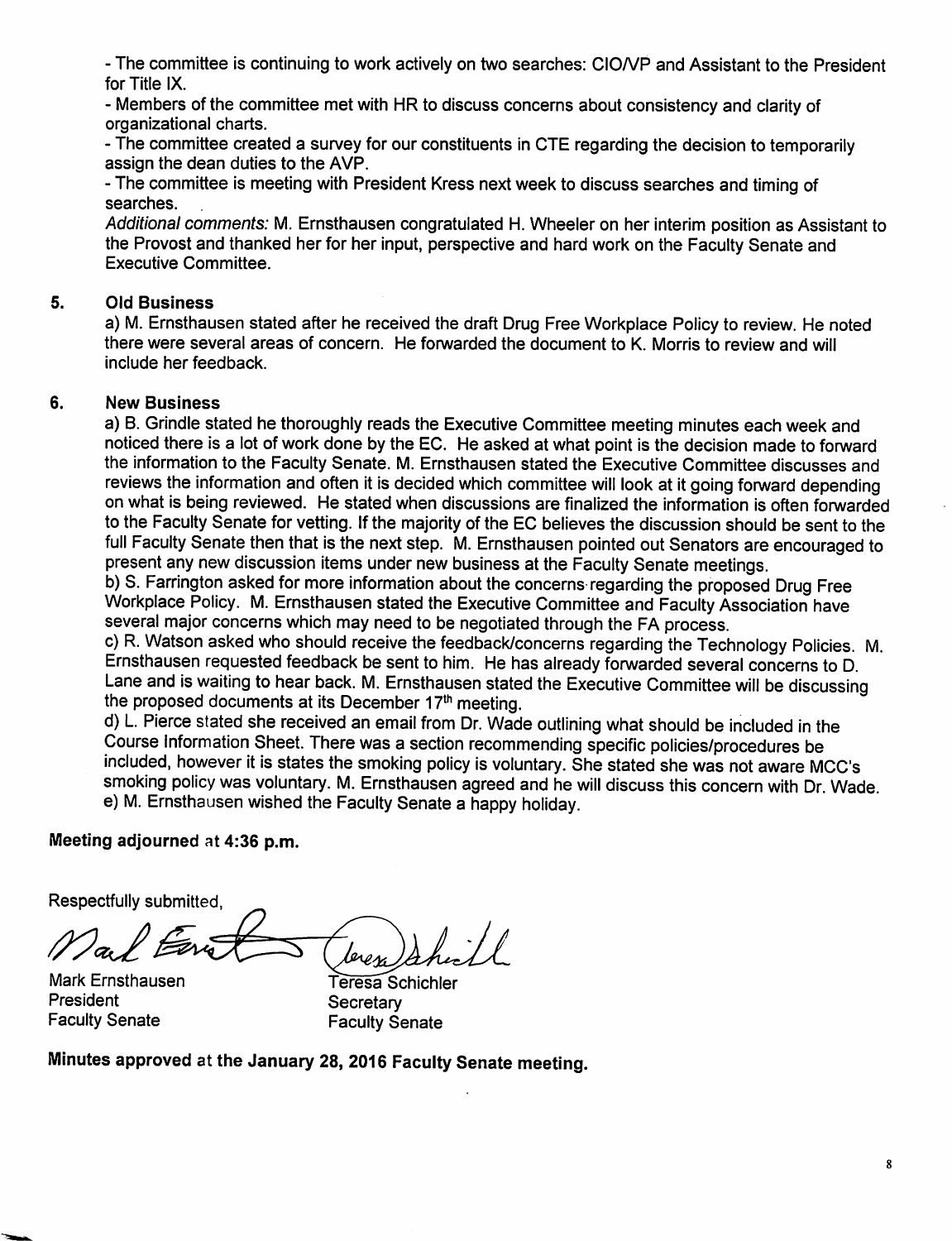- The committee is continuing to work actively on two searches: CIO/VP and Assistant to the President for Title IX.

- Members of the committee met with HR to discuss concerns about consistency and clarity of organizational charts.

- The committee created a survey for our constituents in CTE regarding the decision to temporarily assign the dean duties to the AVP.

- The committee is meeting with President Kress next week to discuss searches and timing of searches.

*Additional comments:* M. Ernsthausen congratulated H. Wheeler on her interim position as Assistant to the Provost and thanked her for her input, perspective and hard work on the Faculty Senate and Executive Committee.

## 5. Old Business

a) M. Ernsthausen stated after he received the draft Drug Free Workplace Policy to review. He noted there were several areas of concern. He forwarded the document to K. Morris to review and will include her feedback.

## 6. New Business

a) B. Grindle stated he thoroughly reads the Executive Committee meeting minutes each week and noticed there is a lot of work done by the EC. He asked at what point is the decision made to forward the information to the Faculty Senate. M. Ernsthausen stated the Executive Committee discusses and reviews the information and often it is decided which committee will look at it going forward depending on what is being reviewed. He stated when discussions are finalized the information is often forwarded to the Faculty Senate for vetting. If the majority of the EC believes the discussion should be sent to the full Faculty Senate then that is the next step. M. Ernsthausen pointed out Senators are encouraged to present any new discussion items under new business at the Faculty Senate meetings.

b) S. Farrington asked for more information about the concerns regarding the proposed Drug Free Workplace Policy. M. Ernsthausen stated the Executive Committee and Faculty Association have several major concerns which may need to be negotiated through the FA process.

c) R. Watson asked who should receive the feedback/concerns regarding the Technology Policies. M. Ernsthausen requested feedback be sent to him. He has already forwarded several concerns to D. Lane and is waiting to hear back. M. Ernsthausen stated the Executive Committee will be discussing the proposed documents at its December 17th meeting.

d) L. Pierce stated she received an email from Dr. Wade outlining what should be included in the Course Information Sheet. There was a section recommending specific policies/procedures be included, however it is states the smoking policy is voluntary. She stated she was not aware MCC's smoking policy was voluntary. M. Ernsthausen agreed and he will discuss this concern with Dr. Wade.

e) M. Ernsthausen wished the Faculty Senate a happy holiday.

**Meeting adjourned at 4:36 p.m.**

Respectfully submitted,

Mark Ernsthausen
President
Faculty Senate

Teresa Schichler
Secretary
Faculty Senate

**Minutes approved at the January 28, 2016 Faculty Senate meeting.**